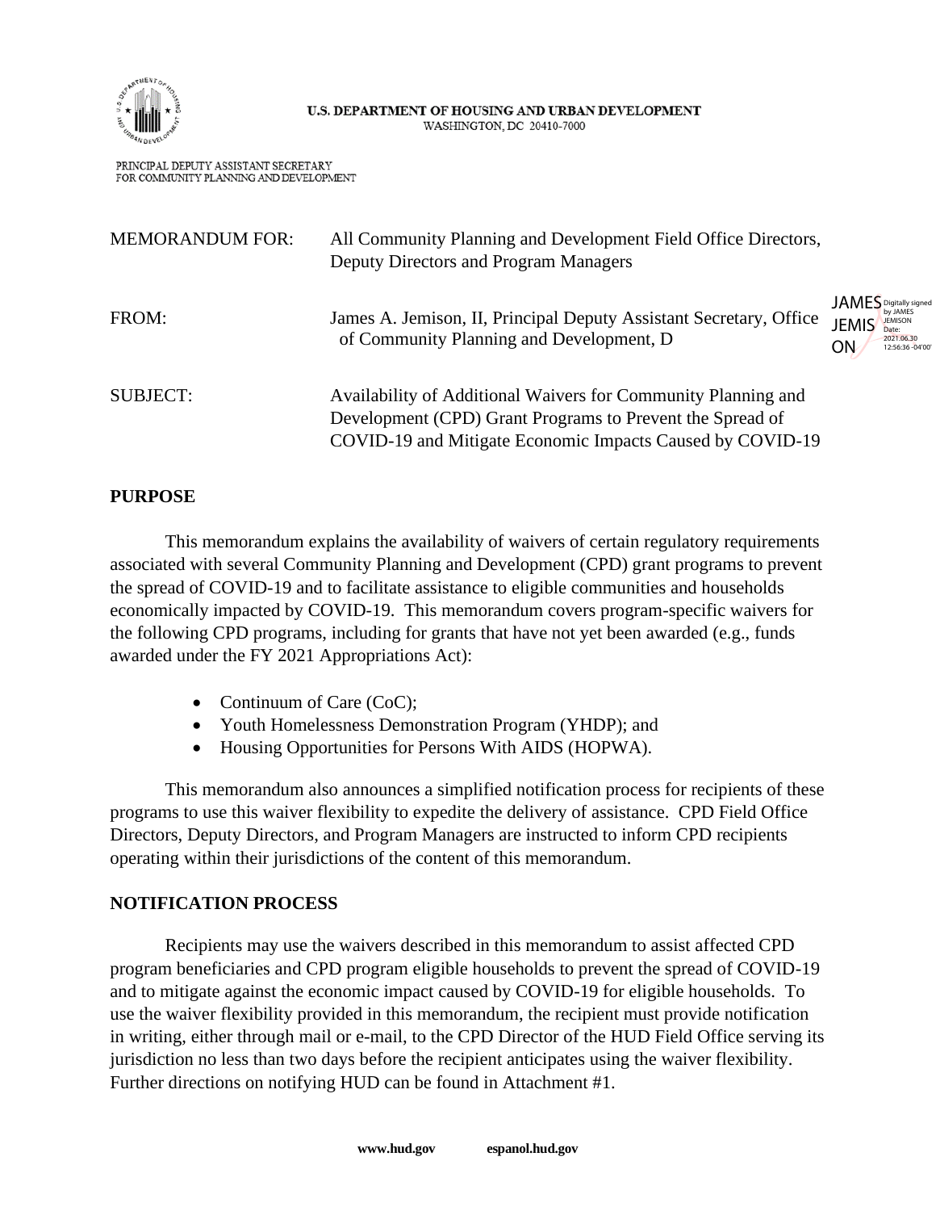U.S. DEPARTMENT OF HOUSING AND URBAN DEVELOPMENT
WASHINGTON, DC 20410-7000

PRINCIPAL DEPUTY ASSISTANT SECRETARY
FOR COMMUNITY PLANNING AND DEVELOPMENT

MEMORANDUM FOR: All Community Planning and Development Field Office Directors, Deputy Directors and Program Managers

FROM: James A. Jemison, II, Principal Deputy Assistant Secretary, Office of Community Planning and Development, D

JAMES JEMISON Digitally signed by JAMES JEMISON Date: 2021.06.30 12:56:36 -04'00'

SUBJECT: Availability of Additional Waivers for Community Planning and Development (CPD) Grant Programs to Prevent the Spread of COVID-19 and Mitigate Economic Impacts Caused by COVID-19

## PURPOSE

This memorandum explains the availability of waivers of certain regulatory requirements associated with several Community Planning and Development (CPD) grant programs to prevent the spread of COVID-19 and to facilitate assistance to eligible communities and households economically impacted by COVID-19. This memorandum covers program-specific waivers for the following CPD programs, including for grants that have not yet been awarded (e.g., funds awarded under the FY 2021 Appropriations Act):

- Continuum of Care (CoC);
- Youth Homelessness Demonstration Program (YHDP); and
- Housing Opportunities for Persons With AIDS (HOPWA).

This memorandum also announces a simplified notification process for recipients of these programs to use this waiver flexibility to expedite the delivery of assistance. CPD Field Office Directors, Deputy Directors, and Program Managers are instructed to inform CPD recipients operating within their jurisdictions of the content of this memorandum.

## NOTIFICATION PROCESS

Recipients may use the waivers described in this memorandum to assist affected CPD program beneficiaries and CPD program eligible households to prevent the spread of COVID-19 and to mitigate against the economic impact caused by COVID-19 for eligible households. To use the waiver flexibility provided in this memorandum, the recipient must provide notification in writing, either through mail or e-mail, to the CPD Director of the HUD Field Office serving its jurisdiction no less than two days before the recipient anticipates using the waiver flexibility. Further directions on notifying HUD can be found in Attachment #1.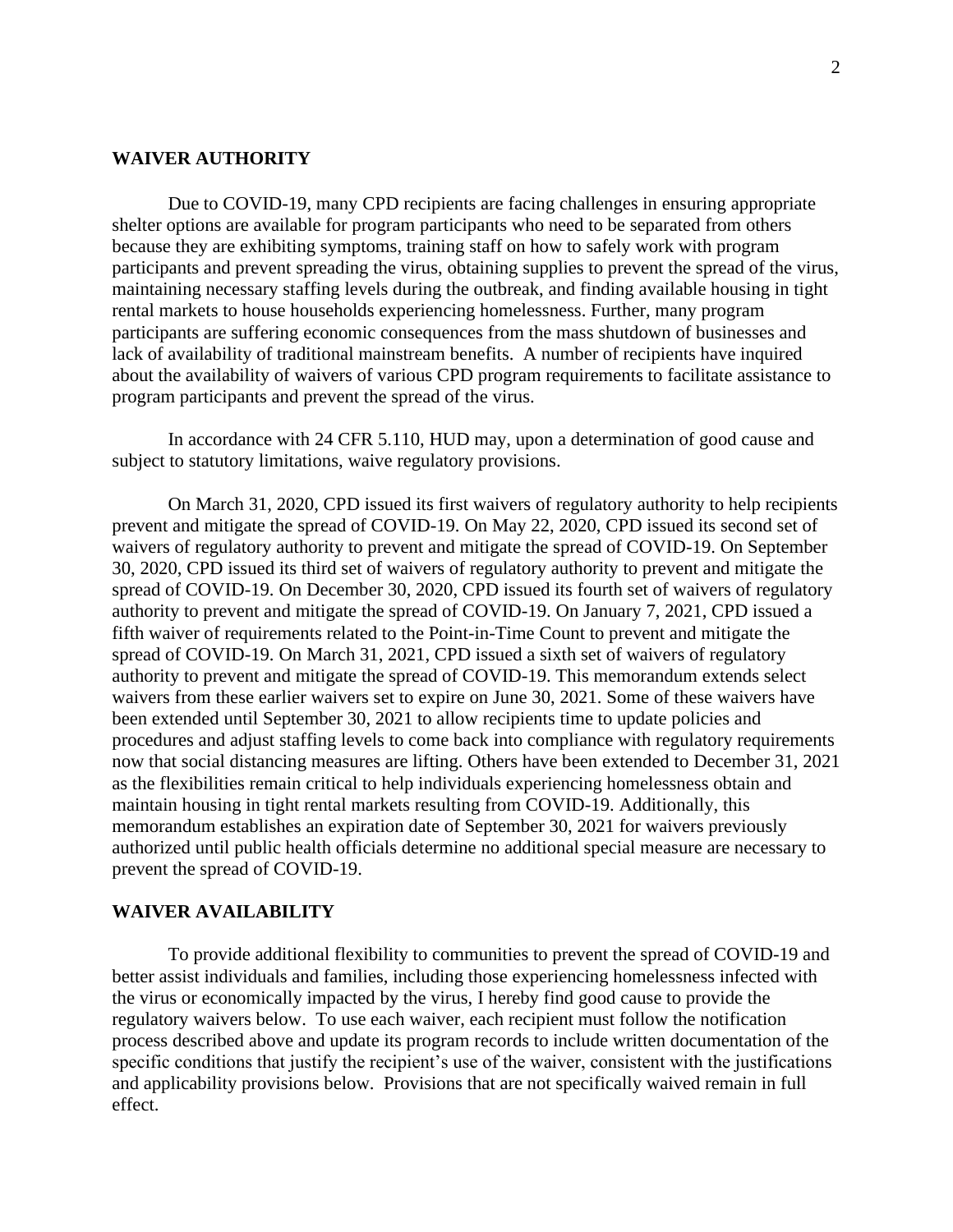## WAIVER AUTHORITY

Due to COVID-19, many CPD recipients are facing challenges in ensuring appropriate shelter options are available for program participants who need to be separated from others because they are exhibiting symptoms, training staff on how to safely work with program participants and prevent spreading the virus, obtaining supplies to prevent the spread of the virus, maintaining necessary staffing levels during the outbreak, and finding available housing in tight rental markets to house households experiencing homelessness. Further, many program participants are suffering economic consequences from the mass shutdown of businesses and lack of availability of traditional mainstream benefits. A number of recipients have inquired about the availability of waivers of various CPD program requirements to facilitate assistance to program participants and prevent the spread of the virus.

In accordance with 24 CFR 5.110, HUD may, upon a determination of good cause and subject to statutory limitations, waive regulatory provisions.

On March 31, 2020, CPD issued its first waivers of regulatory authority to help recipients prevent and mitigate the spread of COVID-19. On May 22, 2020, CPD issued its second set of waivers of regulatory authority to prevent and mitigate the spread of COVID-19. On September 30, 2020, CPD issued its third set of waivers of regulatory authority to prevent and mitigate the spread of COVID-19. On December 30, 2020, CPD issued its fourth set of waivers of regulatory authority to prevent and mitigate the spread of COVID-19. On January 7, 2021, CPD issued a fifth waiver of requirements related to the Point-in-Time Count to prevent and mitigate the spread of COVID-19. On March 31, 2021, CPD issued a sixth set of waivers of regulatory authority to prevent and mitigate the spread of COVID-19. This memorandum extends select waivers from these earlier waivers set to expire on June 30, 2021. Some of these waivers have been extended until September 30, 2021 to allow recipients time to update policies and procedures and adjust staffing levels to come back into compliance with regulatory requirements now that social distancing measures are lifting. Others have been extended to December 31, 2021 as the flexibilities remain critical to help individuals experiencing homelessness obtain and maintain housing in tight rental markets resulting from COVID-19. Additionally, this memorandum establishes an expiration date of September 30, 2021 for waivers previously authorized until public health officials determine no additional special measure are necessary to prevent the spread of COVID-19.

## WAIVER AVAILABILITY

To provide additional flexibility to communities to prevent the spread of COVID-19 and better assist individuals and families, including those experiencing homelessness infected with the virus or economically impacted by the virus, I hereby find good cause to provide the regulatory waivers below. To use each waiver, each recipient must follow the notification process described above and update its program records to include written documentation of the specific conditions that justify the recipient's use of the waiver, consistent with the justifications and applicability provisions below. Provisions that are not specifically waived remain in full effect.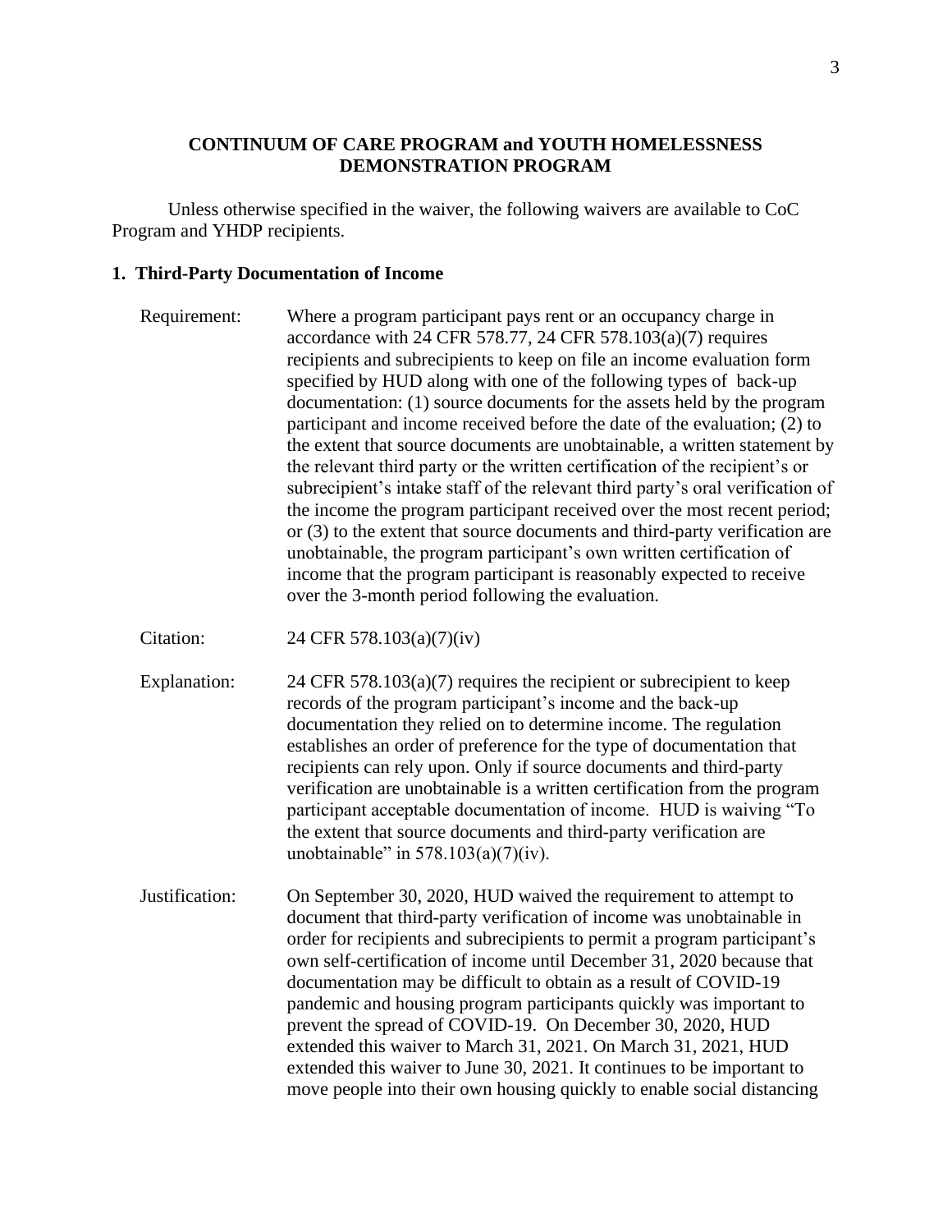## CONTINUUM OF CARE PROGRAM and YOUTH HOMELESSNESS DEMONSTRATION PROGRAM

Unless otherwise specified in the waiver, the following waivers are available to CoC Program and YHDP recipients.

### 1. Third-Party Documentation of Income

**Requirement:** Where a program participant pays rent or an occupancy charge in accordance with 24 CFR 578.77, 24 CFR 578.103(a)(7) requires recipients and subrecipients to keep on file an income evaluation form specified by HUD along with one of the following types of back-up documentation: (1) source documents for the assets held by the program participant and income received before the date of the evaluation; (2) to the extent that source documents are unobtainable, a written statement by the relevant third party or the written certification of the recipient's or subrecipient's intake staff of the relevant third party's oral verification of the income the program participant received over the most recent period; or (3) to the extent that source documents and third-party verification are unobtainable, the program participant's own written certification of income that the program participant is reasonably expected to receive over the 3-month period following the evaluation.

**Citation:** 24 CFR 578.103(a)(7)(iv)

**Explanation:** 24 CFR 578.103(a)(7) requires the recipient or subrecipient to keep records of the program participant's income and the back-up documentation they relied on to determine income. The regulation establishes an order of preference for the type of documentation that recipients can rely upon. Only if source documents and third-party verification are unobtainable is a written certification from the program participant acceptable documentation of income. HUD is waiving "To the extent that source documents and third-party verification are unobtainable" in 578.103(a)(7)(iv).

**Justification:** On September 30, 2020, HUD waived the requirement to attempt to document that third-party verification of income was unobtainable in order for recipients and subrecipients to permit a program participant's own self-certification of income until December 31, 2020 because that documentation may be difficult to obtain as a result of COVID-19 pandemic and housing program participants quickly was important to prevent the spread of COVID-19. On December 30, 2020, HUD extended this waiver to March 31, 2021. On March 31, 2021, HUD extended this waiver to June 30, 2021. It continues to be important to move people into their own housing quickly to enable social distancing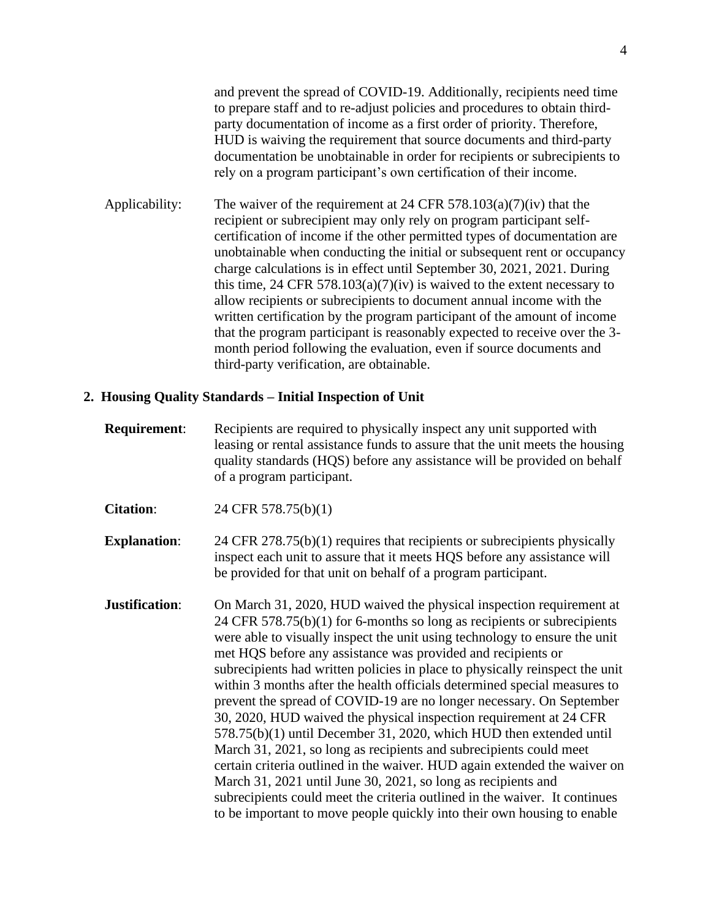and prevent the spread of COVID-19. Additionally, recipients need time to prepare staff and to re-adjust policies and procedures to obtain third-party documentation of income as a first order of priority. Therefore, HUD is waiving the requirement that source documents and third-party documentation be unobtainable in order for recipients or subrecipients to rely on a program participant's own certification of their income.

Applicability: The waiver of the requirement at 24 CFR 578.103(a)(7)(iv) that the recipient or subrecipient may only rely on program participant self-certification of income if the other permitted types of documentation are unobtainable when conducting the initial or subsequent rent or occupancy charge calculations is in effect until September 30, 2021, 2021. During this time, 24 CFR 578.103(a)(7)(iv) is waived to the extent necessary to allow recipients or subrecipients to document annual income with the written certification by the program participant of the amount of income that the program participant is reasonably expected to receive over the 3-month period following the evaluation, even if source documents and third-party verification, are obtainable.

**2. Housing Quality Standards – Initial Inspection of Unit**

**Requirement**: Recipients are required to physically inspect any unit supported with leasing or rental assistance funds to assure that the unit meets the housing quality standards (HQS) before any assistance will be provided on behalf of a program participant.

**Citation**: 24 CFR 578.75(b)(1)

**Explanation**: 24 CFR 278.75(b)(1) requires that recipients or subrecipients physically inspect each unit to assure that it meets HQS before any assistance will be provided for that unit on behalf of a program participant.

**Justification**: On March 31, 2020, HUD waived the physical inspection requirement at 24 CFR 578.75(b)(1) for 6-months so long as recipients or subrecipients were able to visually inspect the unit using technology to ensure the unit met HQS before any assistance was provided and recipients or subrecipients had written policies in place to physically reinspect the unit within 3 months after the health officials determined special measures to prevent the spread of COVID-19 are no longer necessary. On September 30, 2020, HUD waived the physical inspection requirement at 24 CFR 578.75(b)(1) until December 31, 2020, which HUD then extended until March 31, 2021, so long as recipients and subrecipients could meet certain criteria outlined in the waiver. HUD again extended the waiver on March 31, 2021 until June 30, 2021, so long as recipients and subrecipients could meet the criteria outlined in the waiver. It continues to be important to move people quickly into their own housing to enable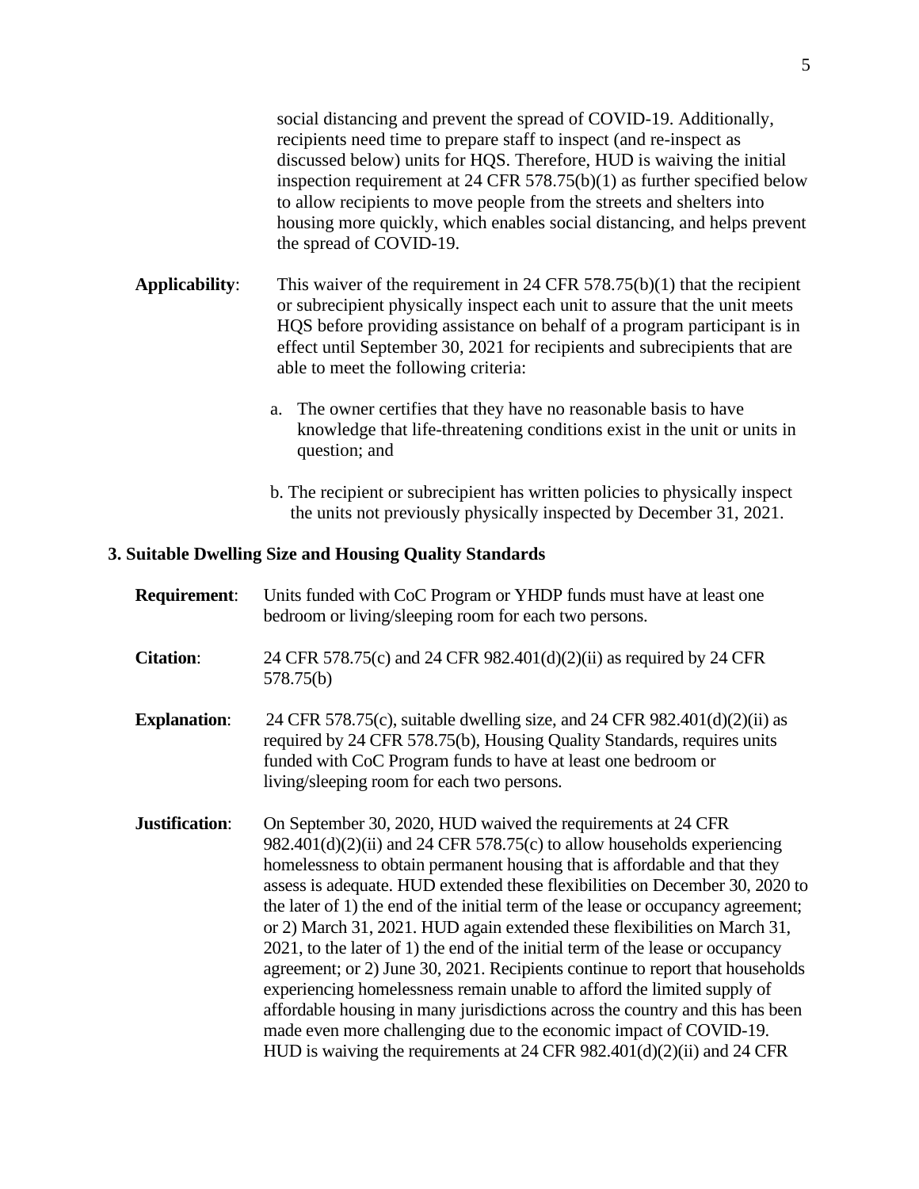social distancing and prevent the spread of COVID-19. Additionally, recipients need time to prepare staff to inspect (and re-inspect as discussed below) units for HQS. Therefore, HUD is waiving the initial inspection requirement at 24 CFR 578.75(b)(1) as further specified below to allow recipients to move people from the streets and shelters into housing more quickly, which enables social distancing, and helps prevent the spread of COVID-19.

**Applicability**: This waiver of the requirement in 24 CFR 578.75(b)(1) that the recipient or subrecipient physically inspect each unit to assure that the unit meets HQS before providing assistance on behalf of a program participant is in effect until September 30, 2021 for recipients and subrecipients that are able to meet the following criteria:

a. The owner certifies that they have no reasonable basis to have knowledge that life-threatening conditions exist in the unit or units in question; and

b. The recipient or subrecipient has written policies to physically inspect the units not previously physically inspected by December 31, 2021.

### 3. Suitable Dwelling Size and Housing Quality Standards

**Requirement**: Units funded with CoC Program or YHDP funds must have at least one bedroom or living/sleeping room for each two persons.

**Citation**: 24 CFR 578.75(c) and 24 CFR 982.401(d)(2)(ii) as required by 24 CFR 578.75(b)

**Explanation**: 24 CFR 578.75(c), suitable dwelling size, and 24 CFR 982.401(d)(2)(ii) as required by 24 CFR 578.75(b), Housing Quality Standards, requires units funded with CoC Program funds to have at least one bedroom or living/sleeping room for each two persons.

**Justification**: On September 30, 2020, HUD waived the requirements at 24 CFR 982.401(d)(2)(ii) and 24 CFR 578.75(c) to allow households experiencing homelessness to obtain permanent housing that is affordable and that they assess is adequate. HUD extended these flexibilities on December 30, 2020 to the later of 1) the end of the initial term of the lease or occupancy agreement; or 2) March 31, 2021. HUD again extended these flexibilities on March 31, 2021, to the later of 1) the end of the initial term of the lease or occupancy agreement; or 2) June 30, 2021. Recipients continue to report that households experiencing homelessness remain unable to afford the limited supply of affordable housing in many jurisdictions across the country and this has been made even more challenging due to the economic impact of COVID-19. HUD is waiving the requirements at 24 CFR 982.401(d)(2)(ii) and 24 CFR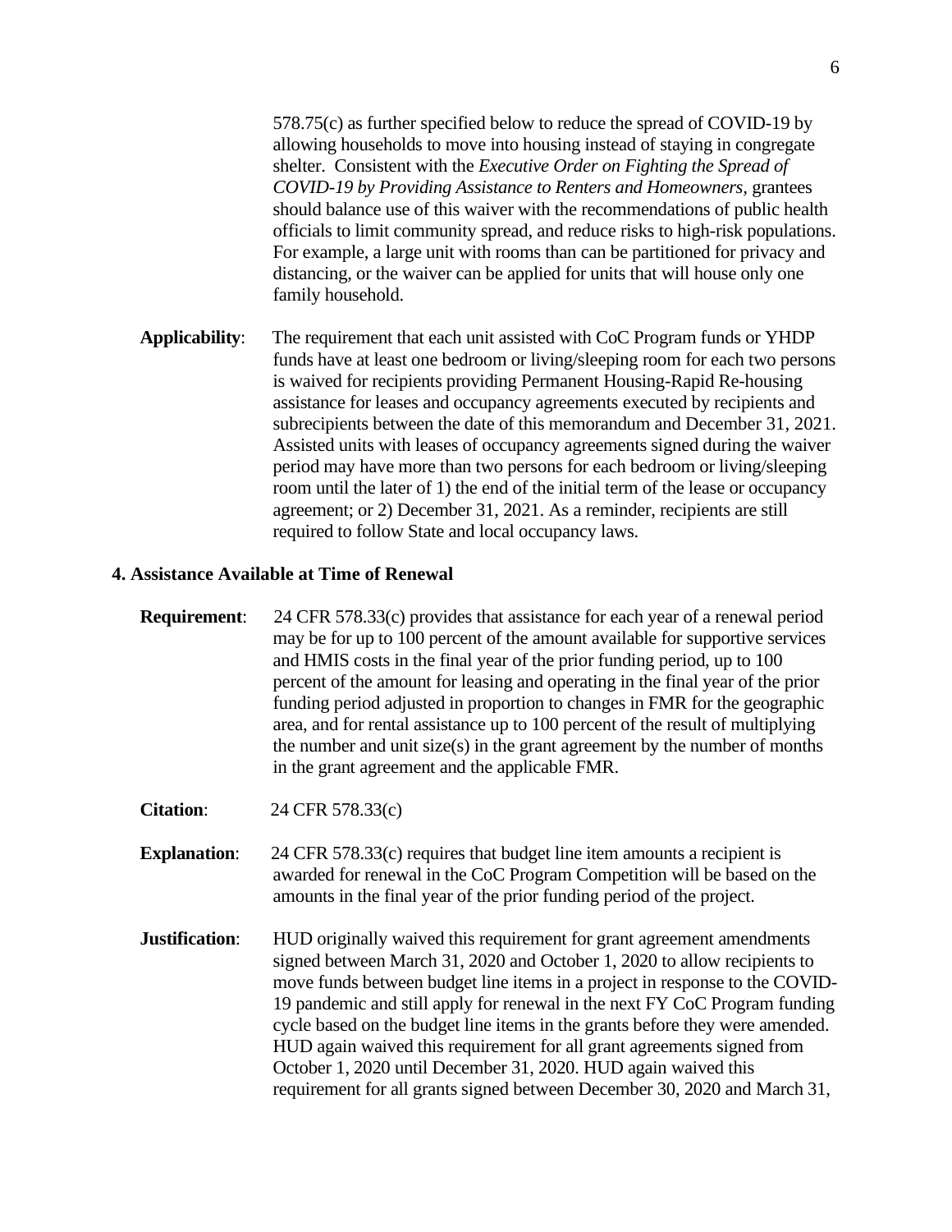578.75(c) as further specified below to reduce the spread of COVID-19 by allowing households to move into housing instead of staying in congregate shelter. Consistent with the *Executive Order on Fighting the Spread of COVID-19 by Providing Assistance to Renters and Homeowners*, grantees should balance use of this waiver with the recommendations of public health officials to limit community spread, and reduce risks to high-risk populations. For example, a large unit with rooms than can be partitioned for privacy and distancing, or the waiver can be applied for units that will house only one family household.

**Applicability**: The requirement that each unit assisted with CoC Program funds or YHDP funds have at least one bedroom or living/sleeping room for each two persons is waived for recipients providing Permanent Housing-Rapid Re-housing assistance for leases and occupancy agreements executed by recipients and subrecipients between the date of this memorandum and December 31, 2021. Assisted units with leases of occupancy agreements signed during the waiver period may have more than two persons for each bedroom or living/sleeping room until the later of 1) the end of the initial term of the lease or occupancy agreement; or 2) December 31, 2021. As a reminder, recipients are still required to follow State and local occupancy laws.

### 4. Assistance Available at Time of Renewal

**Requirement**: 24 CFR 578.33(c) provides that assistance for each year of a renewal period may be for up to 100 percent of the amount available for supportive services and HMIS costs in the final year of the prior funding period, up to 100 percent of the amount for leasing and operating in the final year of the prior funding period adjusted in proportion to changes in FMR for the geographic area, and for rental assistance up to 100 percent of the result of multiplying the number and unit size(s) in the grant agreement by the number of months in the grant agreement and the applicable FMR.

**Citation**: 24 CFR 578.33(c)

**Explanation**: 24 CFR 578.33(c) requires that budget line item amounts a recipient is awarded for renewal in the CoC Program Competition will be based on the amounts in the final year of the prior funding period of the project.

**Justification**: HUD originally waived this requirement for grant agreement amendments signed between March 31, 2020 and October 1, 2020 to allow recipients to move funds between budget line items in a project in response to the COVID-19 pandemic and still apply for renewal in the next FY CoC Program funding cycle based on the budget line items in the grants before they were amended. HUD again waived this requirement for all grant agreements signed from October 1, 2020 until December 31, 2020. HUD again waived this requirement for all grants signed between December 30, 2020 and March 31,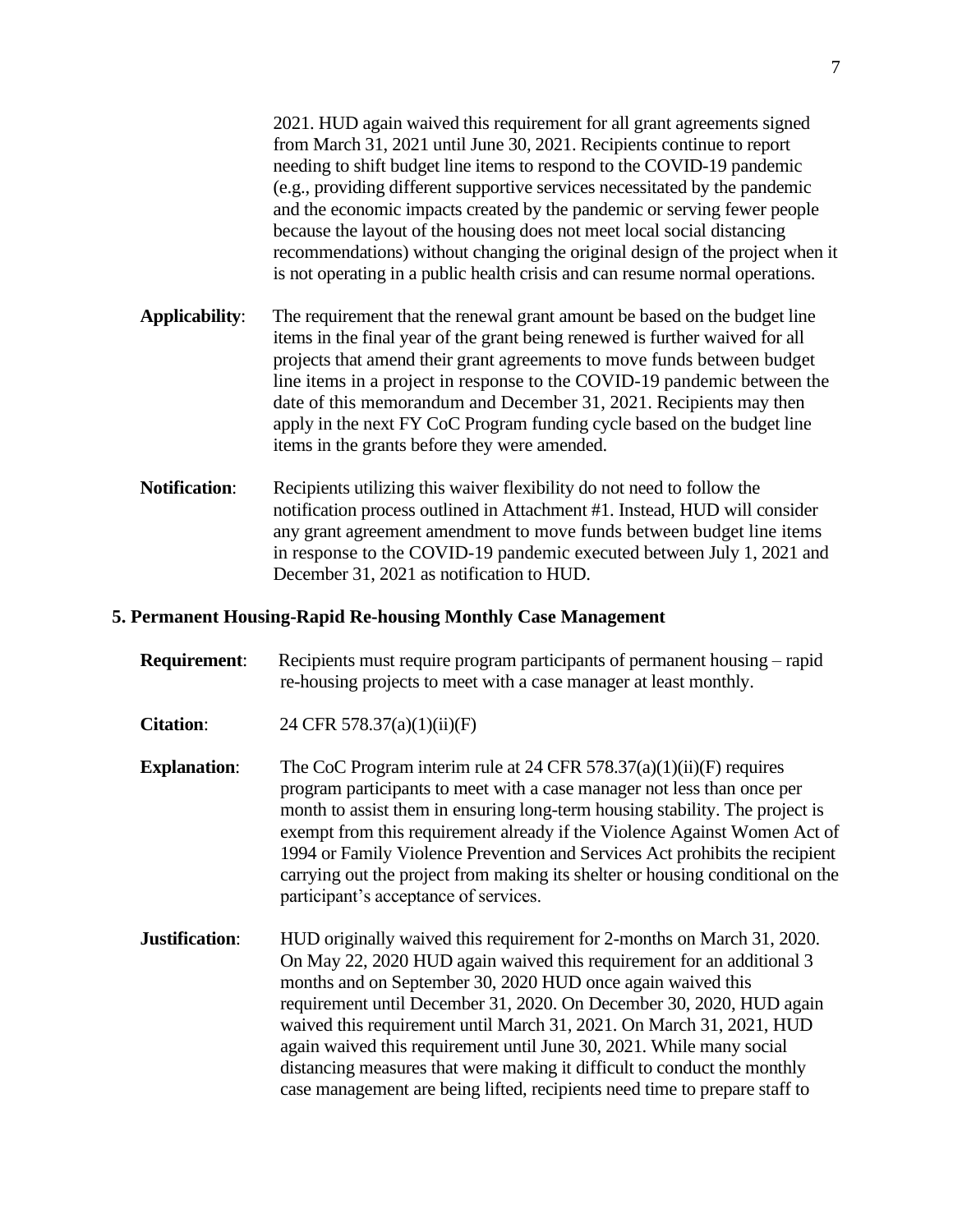2021. HUD again waived this requirement for all grant agreements signed from March 31, 2021 until June 30, 2021. Recipients continue to report needing to shift budget line items to respond to the COVID-19 pandemic (e.g., providing different supportive services necessitated by the pandemic and the economic impacts created by the pandemic or serving fewer people because the layout of the housing does not meet local social distancing recommendations) without changing the original design of the project when it is not operating in a public health crisis and can resume normal operations.

**Applicability**: The requirement that the renewal grant amount be based on the budget line items in the final year of the grant being renewed is further waived for all projects that amend their grant agreements to move funds between budget line items in a project in response to the COVID-19 pandemic between the date of this memorandum and December 31, 2021. Recipients may then apply in the next FY CoC Program funding cycle based on the budget line items in the grants before they were amended.

**Notification**: Recipients utilizing this waiver flexibility do not need to follow the notification process outlined in Attachment #1. Instead, HUD will consider any grant agreement amendment to move funds between budget line items in response to the COVID-19 pandemic executed between July 1, 2021 and December 31, 2021 as notification to HUD.

### 5. Permanent Housing-Rapid Re-housing Monthly Case Management

**Requirement**: Recipients must require program participants of permanent housing – rapid re-housing projects to meet with a case manager at least monthly.

**Citation**: 24 CFR 578.37(a)(1)(ii)(F)

**Explanation**: The CoC Program interim rule at 24 CFR 578.37(a)(1)(ii)(F) requires program participants to meet with a case manager not less than once per month to assist them in ensuring long-term housing stability. The project is exempt from this requirement already if the Violence Against Women Act of 1994 or Family Violence Prevention and Services Act prohibits the recipient carrying out the project from making its shelter or housing conditional on the participant's acceptance of services.

**Justification**: HUD originally waived this requirement for 2-months on March 31, 2020. On May 22, 2020 HUD again waived this requirement for an additional 3 months and on September 30, 2020 HUD once again waived this requirement until December 31, 2020. On December 30, 2020, HUD again waived this requirement until March 31, 2021. On March 31, 2021, HUD again waived this requirement until June 30, 2021. While many social distancing measures that were making it difficult to conduct the monthly case management are being lifted, recipients need time to prepare staff to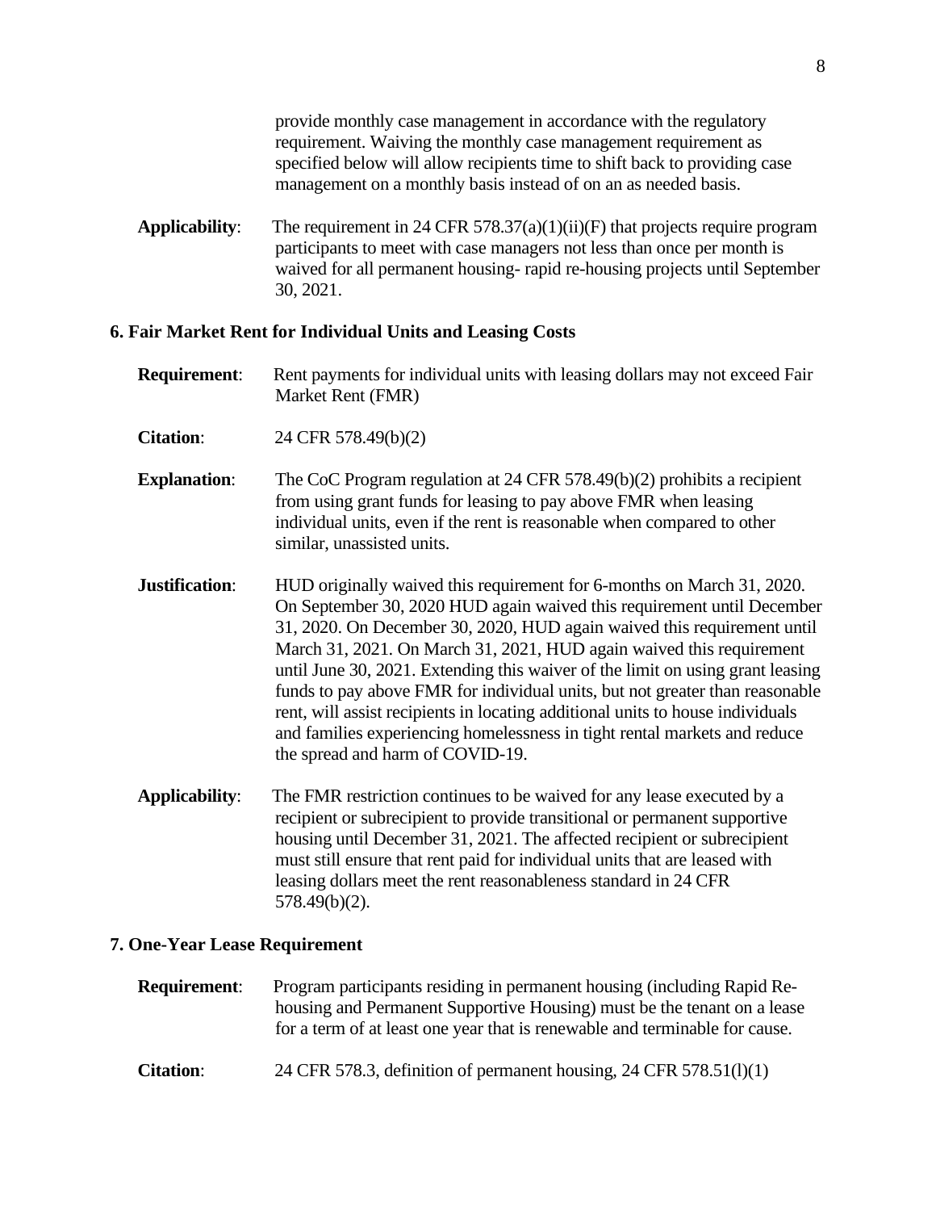provide monthly case management in accordance with the regulatory requirement. Waiving the monthly case management requirement as specified below will allow recipients time to shift back to providing case management on a monthly basis instead of on an as needed basis.

**Applicability**: The requirement in 24 CFR 578.37(a)(1)(ii)(F) that projects require program participants to meet with case managers not less than once per month is waived for all permanent housing- rapid re-housing projects until September 30, 2021.

### 6. Fair Market Rent for Individual Units and Leasing Costs

**Requirement**: Rent payments for individual units with leasing dollars may not exceed Fair Market Rent (FMR)

**Citation**: 24 CFR 578.49(b)(2)

**Explanation**: The CoC Program regulation at 24 CFR 578.49(b)(2) prohibits a recipient from using grant funds for leasing to pay above FMR when leasing individual units, even if the rent is reasonable when compared to other similar, unassisted units.

**Justification**: HUD originally waived this requirement for 6-months on March 31, 2020. On September 30, 2020 HUD again waived this requirement until December 31, 2020. On December 30, 2020, HUD again waived this requirement until March 31, 2021. On March 31, 2021, HUD again waived this requirement until June 30, 2021. Extending this waiver of the limit on using grant leasing funds to pay above FMR for individual units, but not greater than reasonable rent, will assist recipients in locating additional units to house individuals and families experiencing homelessness in tight rental markets and reduce the spread and harm of COVID-19.

**Applicability**: The FMR restriction continues to be waived for any lease executed by a recipient or subrecipient to provide transitional or permanent supportive housing until December 31, 2021. The affected recipient or subrecipient must still ensure that rent paid for individual units that are leased with leasing dollars meet the rent reasonableness standard in 24 CFR 578.49(b)(2).

### 7. One-Year Lease Requirement

**Requirement**: Program participants residing in permanent housing (including Rapid Re-housing and Permanent Supportive Housing) must be the tenant on a lease for a term of at least one year that is renewable and terminable for cause.

**Citation**: 24 CFR 578.3, definition of permanent housing, 24 CFR 578.51(l)(1)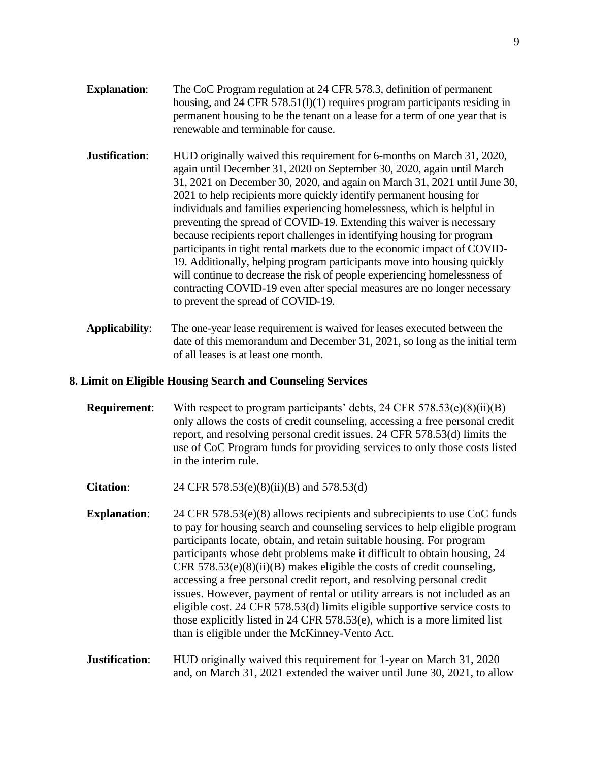**Explanation**: The CoC Program regulation at 24 CFR 578.3, definition of permanent housing, and 24 CFR 578.51(l)(1) requires program participants residing in permanent housing to be the tenant on a lease for a term of one year that is renewable and terminable for cause.

**Justification**: HUD originally waived this requirement for 6-months on March 31, 2020, again until December 31, 2020 on September 30, 2020, again until March 31, 2021 on December 30, 2020, and again on March 31, 2021 until June 30, 2021 to help recipients more quickly identify permanent housing for individuals and families experiencing homelessness, which is helpful in preventing the spread of COVID-19. Extending this waiver is necessary because recipients report challenges in identifying housing for program participants in tight rental markets due to the economic impact of COVID-19. Additionally, helping program participants move into housing quickly will continue to decrease the risk of people experiencing homelessness of contracting COVID-19 even after special measures are no longer necessary to prevent the spread of COVID-19.

**Applicability**: The one-year lease requirement is waived for leases executed between the date of this memorandum and December 31, 2021, so long as the initial term of all leases is at least one month.

### 8. Limit on Eligible Housing Search and Counseling Services

**Requirement**: With respect to program participants' debts, 24 CFR 578.53(e)(8)(ii)(B) only allows the costs of credit counseling, accessing a free personal credit report, and resolving personal credit issues. 24 CFR 578.53(d) limits the use of CoC Program funds for providing services to only those costs listed in the interim rule.

**Citation**: 24 CFR 578.53(e)(8)(ii)(B) and 578.53(d)

**Explanation**: 24 CFR 578.53(e)(8) allows recipients and subrecipients to use CoC funds to pay for housing search and counseling services to help eligible program participants locate, obtain, and retain suitable housing. For program participants whose debt problems make it difficult to obtain housing, 24 CFR 578.53(e)(8)(ii)(B) makes eligible the costs of credit counseling, accessing a free personal credit report, and resolving personal credit issues. However, payment of rental or utility arrears is not included as an eligible cost. 24 CFR 578.53(d) limits eligible supportive service costs to those explicitly listed in 24 CFR 578.53(e), which is a more limited list than is eligible under the McKinney-Vento Act.

**Justification**: HUD originally waived this requirement for 1-year on March 31, 2020 and, on March 31, 2021 extended the waiver until June 30, 2021, to allow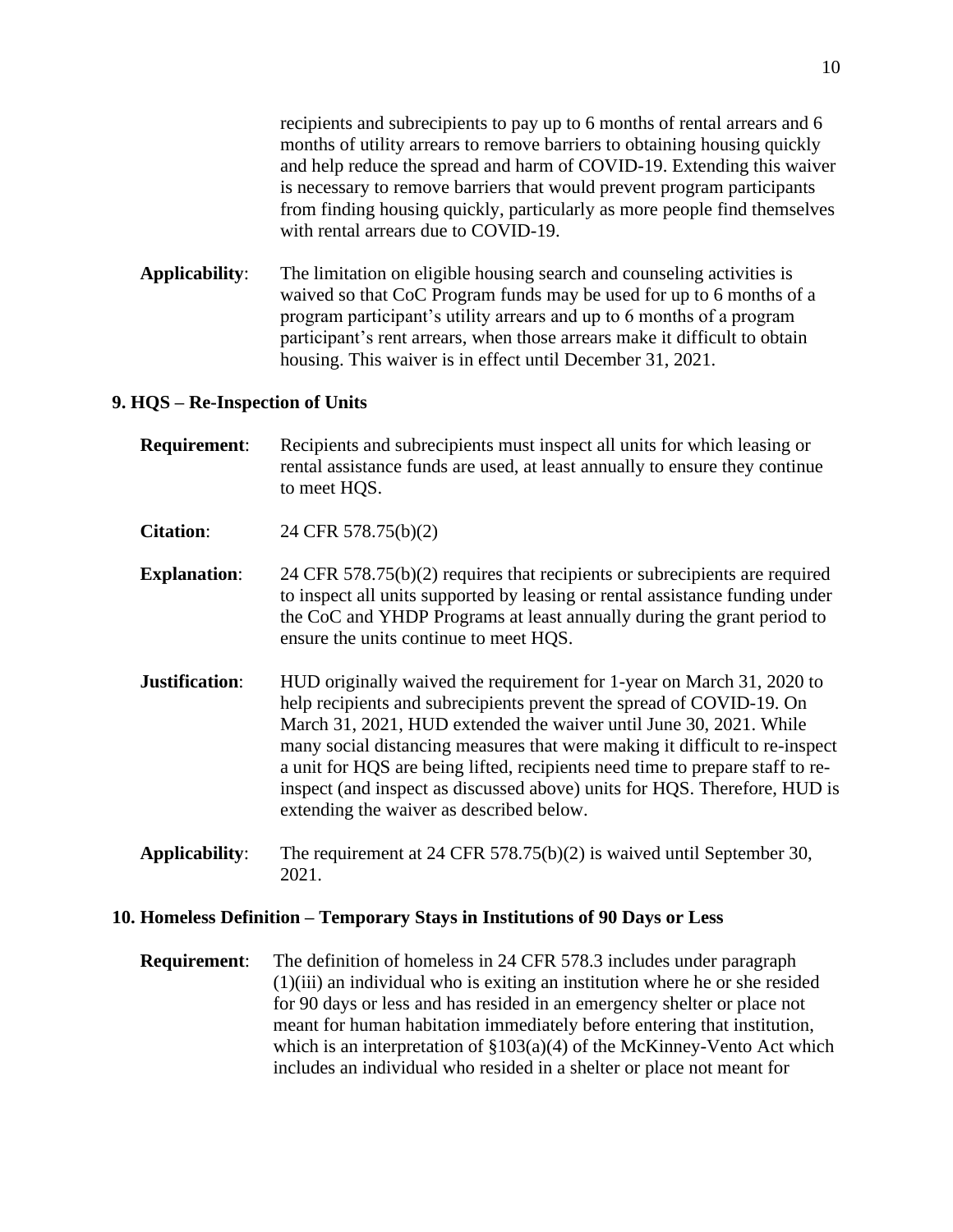recipients and subrecipients to pay up to 6 months of rental arrears and 6 months of utility arrears to remove barriers to obtaining housing quickly and help reduce the spread and harm of COVID-19. Extending this waiver is necessary to remove barriers that would prevent program participants from finding housing quickly, particularly as more people find themselves with rental arrears due to COVID-19.

**Applicability**: The limitation on eligible housing search and counseling activities is waived so that CoC Program funds may be used for up to 6 months of a program participant's utility arrears and up to 6 months of a program participant's rent arrears, when those arrears make it difficult to obtain housing. This waiver is in effect until December 31, 2021.

### 9. HQS – Re-Inspection of Units

**Requirement**: Recipients and subrecipients must inspect all units for which leasing or rental assistance funds are used, at least annually to ensure they continue to meet HQS.

**Citation**: 24 CFR 578.75(b)(2)

**Explanation**: 24 CFR 578.75(b)(2) requires that recipients or subrecipients are required to inspect all units supported by leasing or rental assistance funding under the CoC and YHDP Programs at least annually during the grant period to ensure the units continue to meet HQS.

**Justification**: HUD originally waived the requirement for 1-year on March 31, 2020 to help recipients and subrecipients prevent the spread of COVID-19. On March 31, 2021, HUD extended the waiver until June 30, 2021. While many social distancing measures that were making it difficult to re-inspect a unit for HQS are being lifted, recipients need time to prepare staff to re-inspect (and inspect as discussed above) units for HQS. Therefore, HUD is extending the waiver as described below.

**Applicability**: The requirement at 24 CFR 578.75(b)(2) is waived until September 30, 2021.

### 10. Homeless Definition – Temporary Stays in Institutions of 90 Days or Less

**Requirement**: The definition of homeless in 24 CFR 578.3 includes under paragraph (1)(iii) an individual who is exiting an institution where he or she resided for 90 days or less and has resided in an emergency shelter or place not meant for human habitation immediately before entering that institution, which is an interpretation of §103(a)(4) of the McKinney-Vento Act which includes an individual who resided in a shelter or place not meant for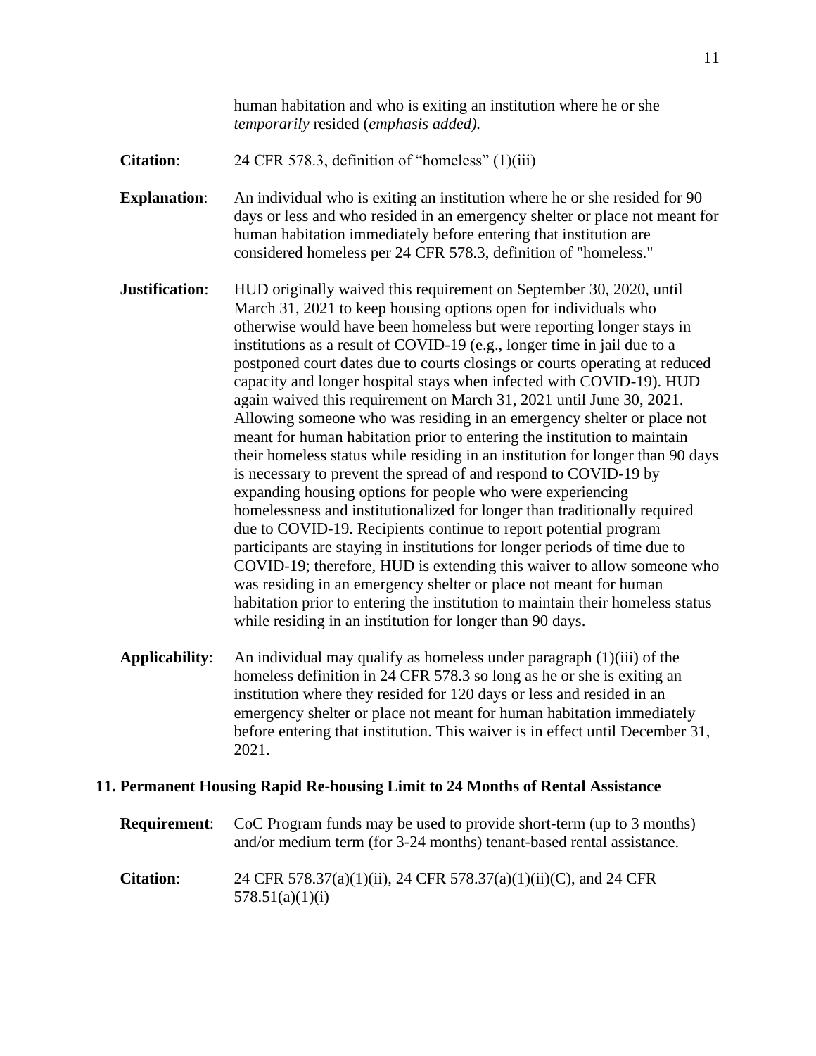human habitation and who is exiting an institution where he or she *temporarily* resided (*emphasis added).*

**Citation**: 24 CFR 578.3, definition of "homeless" (1)(iii)

**Explanation**: An individual who is exiting an institution where he or she resided for 90 days or less and who resided in an emergency shelter or place not meant for human habitation immediately before entering that institution are considered homeless per 24 CFR 578.3, definition of "homeless."

**Justification**: HUD originally waived this requirement on September 30, 2020, until March 31, 2021 to keep housing options open for individuals who otherwise would have been homeless but were reporting longer stays in institutions as a result of COVID-19 (e.g., longer time in jail due to a postponed court dates due to courts closings or courts operating at reduced capacity and longer hospital stays when infected with COVID-19). HUD again waived this requirement on March 31, 2021 until June 30, 2021. Allowing someone who was residing in an emergency shelter or place not meant for human habitation prior to entering the institution to maintain their homeless status while residing in an institution for longer than 90 days is necessary to prevent the spread of and respond to COVID-19 by expanding housing options for people who were experiencing homelessness and institutionalized for longer than traditionally required due to COVID-19. Recipients continue to report potential program participants are staying in institutions for longer periods of time due to COVID-19; therefore, HUD is extending this waiver to allow someone who was residing in an emergency shelter or place not meant for human habitation prior to entering the institution to maintain their homeless status while residing in an institution for longer than 90 days.

**Applicability**: An individual may qualify as homeless under paragraph (1)(iii) of the homeless definition in 24 CFR 578.3 so long as he or she is exiting an institution where they resided for 120 days or less and resided in an emergency shelter or place not meant for human habitation immediately before entering that institution. This waiver is in effect until December 31, 2021.

### 11. Permanent Housing Rapid Re-housing Limit to 24 Months of Rental Assistance

**Requirement**: CoC Program funds may be used to provide short-term (up to 3 months) and/or medium term (for 3-24 months) tenant-based rental assistance.

**Citation**: 24 CFR 578.37(a)(1)(ii), 24 CFR 578.37(a)(1)(ii)(C), and 24 CFR 578.51(a)(1)(i)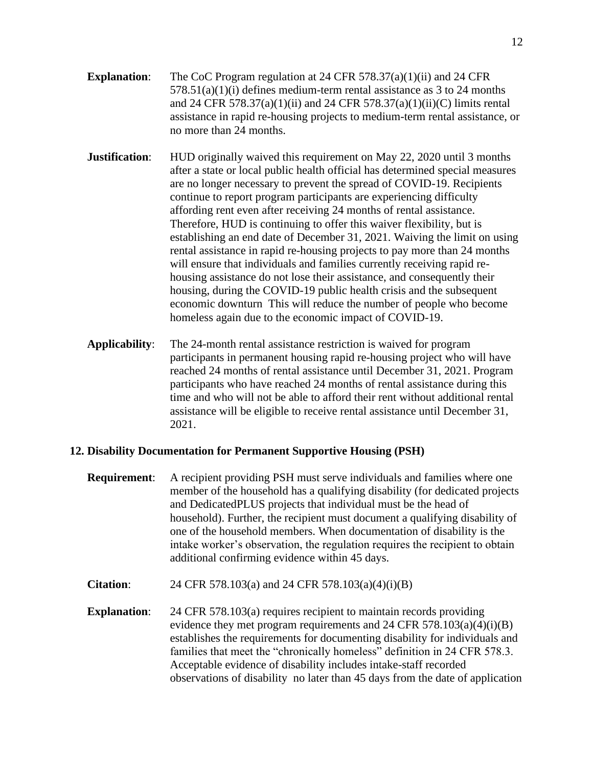**Explanation**: The CoC Program regulation at 24 CFR 578.37(a)(1)(ii) and 24 CFR 578.51(a)(1)(i) defines medium-term rental assistance as 3 to 24 months and 24 CFR 578.37(a)(1)(ii) and 24 CFR 578.37(a)(1)(ii)(C) limits rental assistance in rapid re-housing projects to medium-term rental assistance, or no more than 24 months.

**Justification**: HUD originally waived this requirement on May 22, 2020 until 3 months after a state or local public health official has determined special measures are no longer necessary to prevent the spread of COVID-19. Recipients continue to report program participants are experiencing difficulty affording rent even after receiving 24 months of rental assistance. Therefore, HUD is continuing to offer this waiver flexibility, but is establishing an end date of December 31, 2021. Waiving the limit on using rental assistance in rapid re-housing projects to pay more than 24 months will ensure that individuals and families currently receiving rapid re-housing assistance do not lose their assistance, and consequently their housing, during the COVID-19 public health crisis and the subsequent economic downturn This will reduce the number of people who become homeless again due to the economic impact of COVID-19.

**Applicability**: The 24-month rental assistance restriction is waived for program participants in permanent housing rapid re-housing project who will have reached 24 months of rental assistance until December 31, 2021. Program participants who have reached 24 months of rental assistance during this time and who will not be able to afford their rent without additional rental assistance will be eligible to receive rental assistance until December 31, 2021.

## 12. Disability Documentation for Permanent Supportive Housing (PSH)

**Requirement**: A recipient providing PSH must serve individuals and families where one member of the household has a qualifying disability (for dedicated projects and DedicatedPLUS projects that individual must be the head of household). Further, the recipient must document a qualifying disability of one of the household members. When documentation of disability is the intake worker's observation, the regulation requires the recipient to obtain additional confirming evidence within 45 days.

**Citation**: 24 CFR 578.103(a) and 24 CFR 578.103(a)(4)(i)(B)

**Explanation**: 24 CFR 578.103(a) requires recipient to maintain records providing evidence they met program requirements and 24 CFR 578.103(a)(4)(i)(B) establishes the requirements for documenting disability for individuals and families that meet the "chronically homeless" definition in 24 CFR 578.3. Acceptable evidence of disability includes intake-staff recorded observations of disability no later than 45 days from the date of application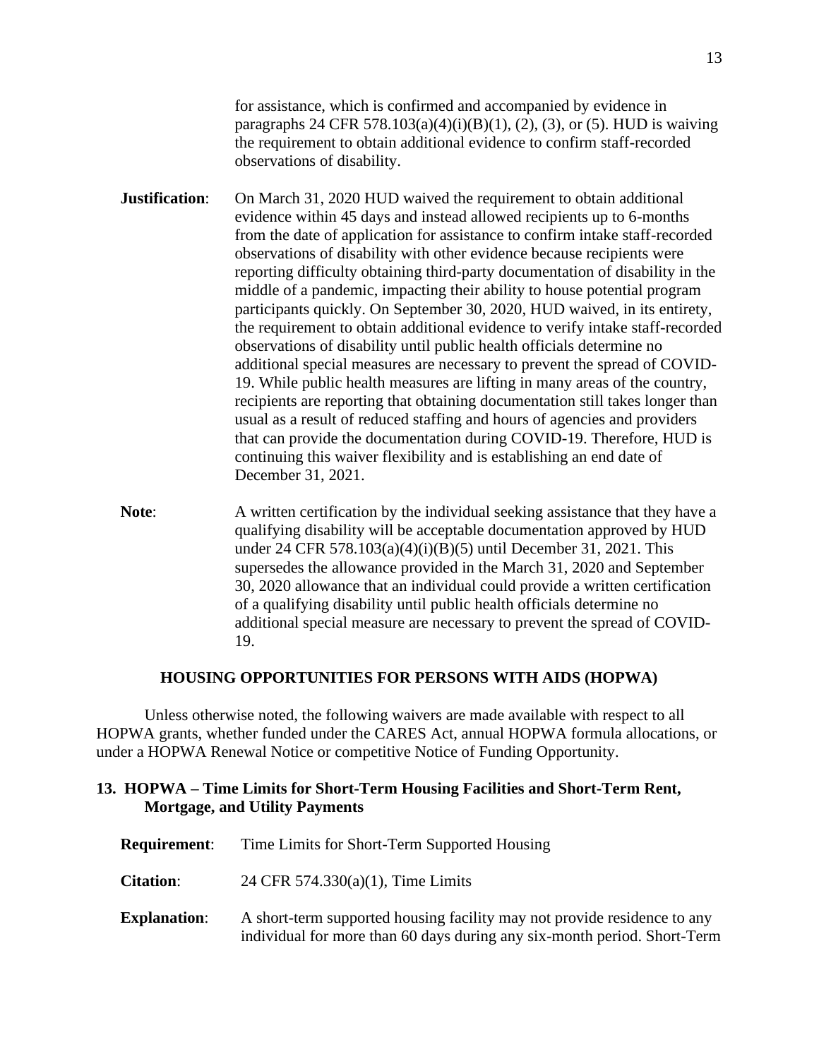for assistance, which is confirmed and accompanied by evidence in paragraphs 24 CFR 578.103(a)(4)(i)(B)(1), (2), (3), or (5). HUD is waiving the requirement to obtain additional evidence to confirm staff-recorded observations of disability.

**Justification**: On March 31, 2020 HUD waived the requirement to obtain additional evidence within 45 days and instead allowed recipients up to 6-months from the date of application for assistance to confirm intake staff-recorded observations of disability with other evidence because recipients were reporting difficulty obtaining third-party documentation of disability in the middle of a pandemic, impacting their ability to house potential program participants quickly. On September 30, 2020, HUD waived, in its entirety, the requirement to obtain additional evidence to verify intake staff-recorded observations of disability until public health officials determine no additional special measures are necessary to prevent the spread of COVID-19. While public health measures are lifting in many areas of the country, recipients are reporting that obtaining documentation still takes longer than usual as a result of reduced staffing and hours of agencies and providers that can provide the documentation during COVID-19. Therefore, HUD is continuing this waiver flexibility and is establishing an end date of December 31, 2021.

**Note**: A written certification by the individual seeking assistance that they have a qualifying disability will be acceptable documentation approved by HUD under 24 CFR 578.103(a)(4)(i)(B)(5) until December 31, 2021. This supersedes the allowance provided in the March 31, 2020 and September 30, 2020 allowance that an individual could provide a written certification of a qualifying disability until public health officials determine no additional special measure are necessary to prevent the spread of COVID-19.

## HOUSING OPPORTUNITIES FOR PERSONS WITH AIDS (HOPWA)

Unless otherwise noted, the following waivers are made available with respect to all HOPWA grants, whether funded under the CARES Act, annual HOPWA formula allocations, or under a HOPWA Renewal Notice or competitive Notice of Funding Opportunity.

### 13. HOPWA – Time Limits for Short-Term Housing Facilities and Short-Term Rent, Mortgage, and Utility Payments

**Requirement**: Time Limits for Short-Term Supported Housing

**Citation**: 24 CFR 574.330(a)(1), Time Limits

**Explanation**: A short-term supported housing facility may not provide residence to any individual for more than 60 days during any six-month period. Short-Term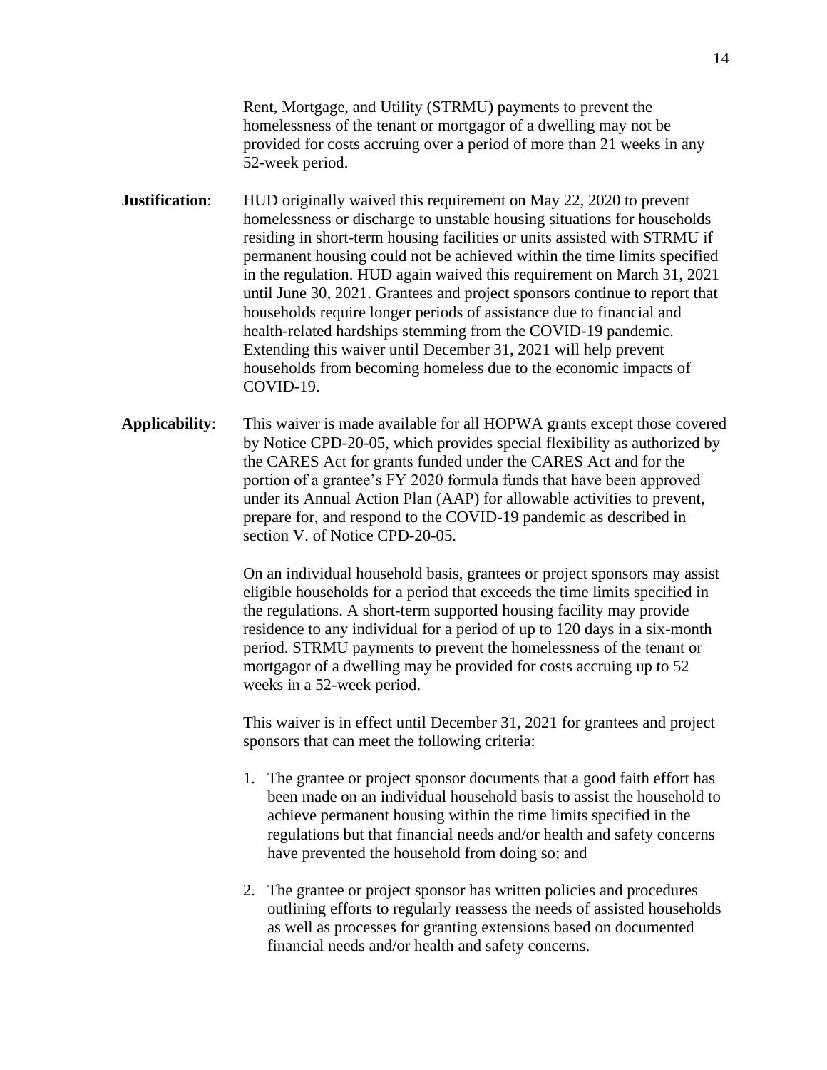Rent, Mortgage, and Utility (STRMU) payments to prevent the homelessness of the tenant or mortgagor of a dwelling may not be provided for costs accruing over a period of more than 21 weeks in any 52-week period.

**Justification**: HUD originally waived this requirement on May 22, 2020 to prevent homelessness or discharge to unstable housing situations for households residing in short-term housing facilities or units assisted with STRMU if permanent housing could not be achieved within the time limits specified in the regulation. HUD again waived this requirement on March 31, 2021 until June 30, 2021. Grantees and project sponsors continue to report that households require longer periods of assistance due to financial and health-related hardships stemming from the COVID-19 pandemic. Extending this waiver until December 31, 2021 will help prevent households from becoming homeless due to the economic impacts of COVID-19.

**Applicability**: This waiver is made available for all HOPWA grants except those covered by Notice CPD-20-05, which provides special flexibility as authorized by the CARES Act for grants funded under the CARES Act and for the portion of a grantee's FY 2020 formula funds that have been approved under its Annual Action Plan (AAP) for allowable activities to prevent, prepare for, and respond to the COVID-19 pandemic as described in section V. of Notice CPD-20-05.

On an individual household basis, grantees or project sponsors may assist eligible households for a period that exceeds the time limits specified in the regulations. A short-term supported housing facility may provide residence to any individual for a period of up to 120 days in a six-month period. STRMU payments to prevent the homelessness of the tenant or mortgagor of a dwelling may be provided for costs accruing up to 52 weeks in a 52-week period.

This waiver is in effect until December 31, 2021 for grantees and project sponsors that can meet the following criteria:

1. The grantee or project sponsor documents that a good faith effort has been made on an individual household basis to assist the household to achieve permanent housing within the time limits specified in the regulations but that financial needs and/or health and safety concerns have prevented the household from doing so; and

2. The grantee or project sponsor has written policies and procedures outlining efforts to regularly reassess the needs of assisted households as well as processes for granting extensions based on documented financial needs and/or health and safety concerns.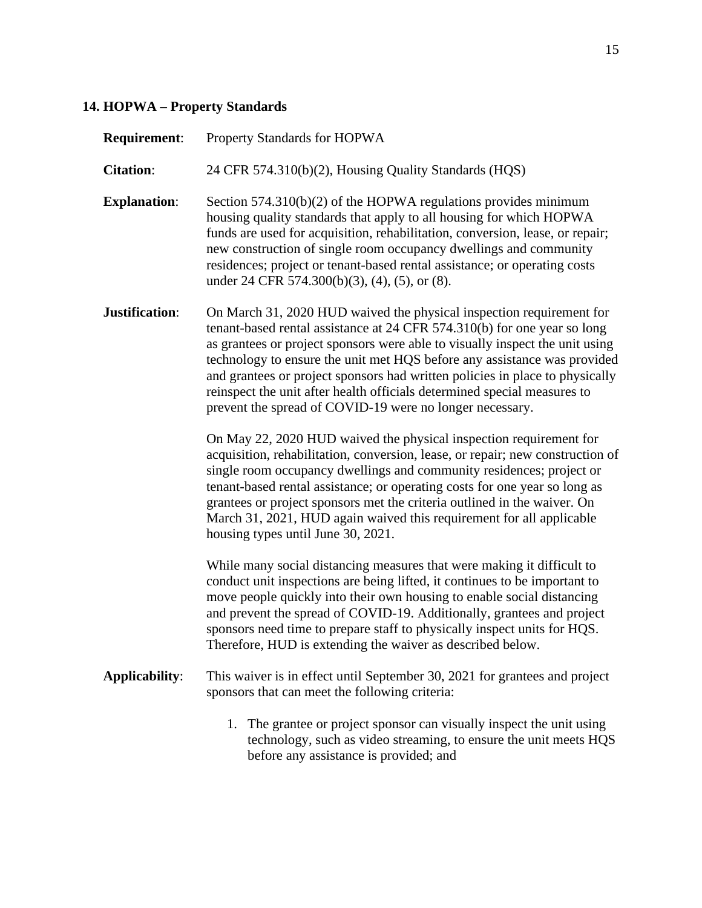## 14. HOPWA – Property Standards

**Requirement**: Property Standards for HOPWA

**Citation**: 24 CFR 574.310(b)(2), Housing Quality Standards (HQS)

**Explanation**: Section 574.310(b)(2) of the HOPWA regulations provides minimum housing quality standards that apply to all housing for which HOPWA funds are used for acquisition, rehabilitation, conversion, lease, or repair; new construction of single room occupancy dwellings and community residences; project or tenant-based rental assistance; or operating costs under 24 CFR 574.300(b)(3), (4), (5), or (8).

**Justification**: On March 31, 2020 HUD waived the physical inspection requirement for tenant-based rental assistance at 24 CFR 574.310(b) for one year so long as grantees or project sponsors were able to visually inspect the unit using technology to ensure the unit met HQS before any assistance was provided and grantees or project sponsors had written policies in place to physically reinspect the unit after health officials determined special measures to prevent the spread of COVID-19 were no longer necessary.

On May 22, 2020 HUD waived the physical inspection requirement for acquisition, rehabilitation, conversion, lease, or repair; new construction of single room occupancy dwellings and community residences; project or tenant-based rental assistance; or operating costs for one year so long as grantees or project sponsors met the criteria outlined in the waiver. On March 31, 2021, HUD again waived this requirement for all applicable housing types until June 30, 2021.

While many social distancing measures that were making it difficult to conduct unit inspections are being lifted, it continues to be important to move people quickly into their own housing to enable social distancing and prevent the spread of COVID-19. Additionally, grantees and project sponsors need time to prepare staff to physically inspect units for HQS. Therefore, HUD is extending the waiver as described below.

**Applicability**: This waiver is in effect until September 30, 2021 for grantees and project sponsors that can meet the following criteria:

1. The grantee or project sponsor can visually inspect the unit using technology, such as video streaming, to ensure the unit meets HQS before any assistance is provided; and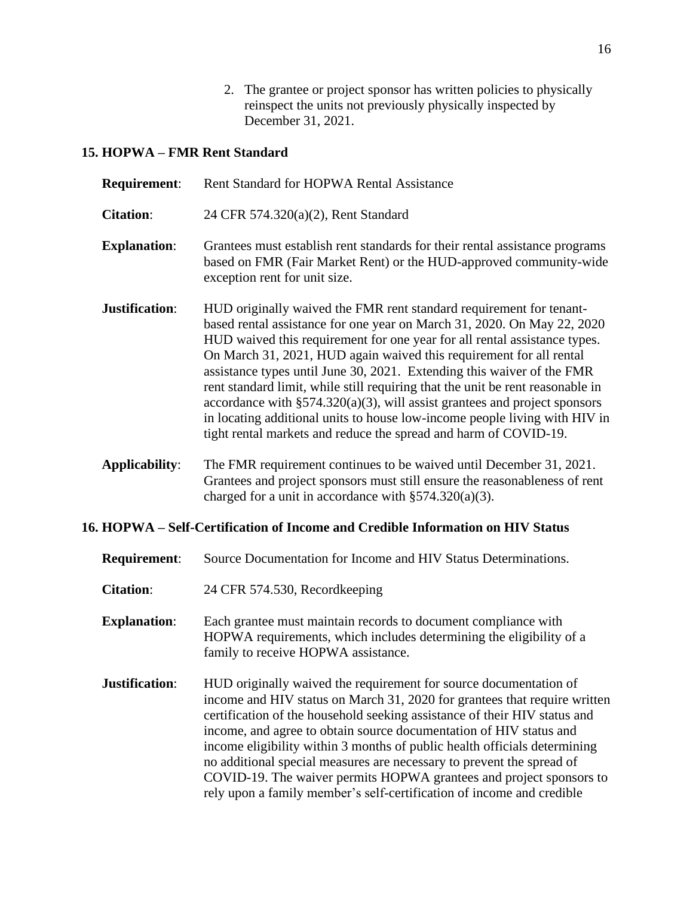2. The grantee or project sponsor has written policies to physically reinspect the units not previously physically inspected by December 31, 2021.

### 15. HOPWA – FMR Rent Standard

**Requirement**: Rent Standard for HOPWA Rental Assistance

**Citation**: 24 CFR 574.320(a)(2), Rent Standard

**Explanation**: Grantees must establish rent standards for their rental assistance programs based on FMR (Fair Market Rent) or the HUD-approved community-wide exception rent for unit size.

**Justification**: HUD originally waived the FMR rent standard requirement for tenant-based rental assistance for one year on March 31, 2020. On May 22, 2020 HUD waived this requirement for one year for all rental assistance types. On March 31, 2021, HUD again waived this requirement for all rental assistance types until June 30, 2021. Extending this waiver of the FMR rent standard limit, while still requiring that the unit be rent reasonable in accordance with §574.320(a)(3), will assist grantees and project sponsors in locating additional units to house low-income people living with HIV in tight rental markets and reduce the spread and harm of COVID-19.

**Applicability**: The FMR requirement continues to be waived until December 31, 2021. Grantees and project sponsors must still ensure the reasonableness of rent charged for a unit in accordance with §574.320(a)(3).

### 16. HOPWA – Self-Certification of Income and Credible Information on HIV Status

**Requirement**: Source Documentation for Income and HIV Status Determinations.

**Citation**: 24 CFR 574.530, Recordkeeping

**Explanation**: Each grantee must maintain records to document compliance with HOPWA requirements, which includes determining the eligibility of a family to receive HOPWA assistance.

**Justification**: HUD originally waived the requirement for source documentation of income and HIV status on March 31, 2020 for grantees that require written certification of the household seeking assistance of their HIV status and income, and agree to obtain source documentation of HIV status and income eligibility within 3 months of public health officials determining no additional special measures are necessary to prevent the spread of COVID-19. The waiver permits HOPWA grantees and project sponsors to rely upon a family member's self-certification of income and credible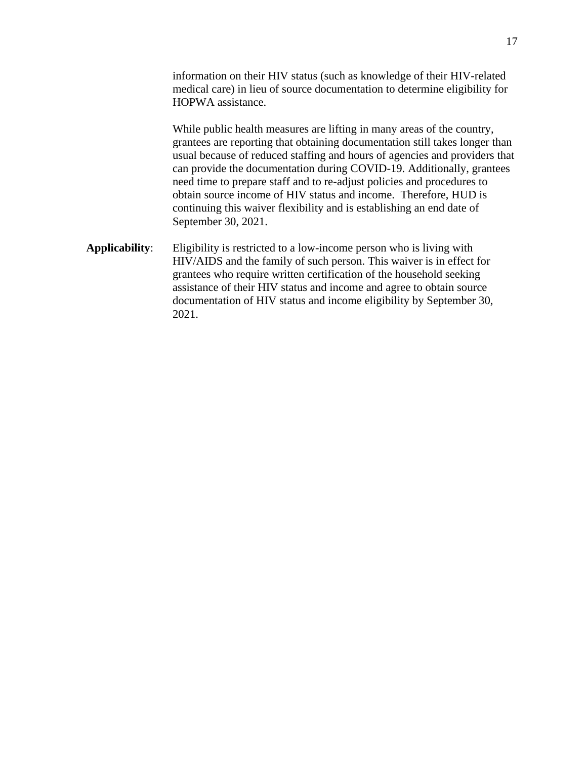information on their HIV status (such as knowledge of their HIV-related medical care) in lieu of source documentation to determine eligibility for HOPWA assistance.

While public health measures are lifting in many areas of the country, grantees are reporting that obtaining documentation still takes longer than usual because of reduced staffing and hours of agencies and providers that can provide the documentation during COVID-19. Additionally, grantees need time to prepare staff and to re-adjust policies and procedures to obtain source income of HIV status and income. Therefore, HUD is continuing this waiver flexibility and is establishing an end date of September 30, 2021.

**Applicability**: Eligibility is restricted to a low-income person who is living with HIV/AIDS and the family of such person. This waiver is in effect for grantees who require written certification of the household seeking assistance of their HIV status and income and agree to obtain source documentation of HIV status and income eligibility by September 30, 2021.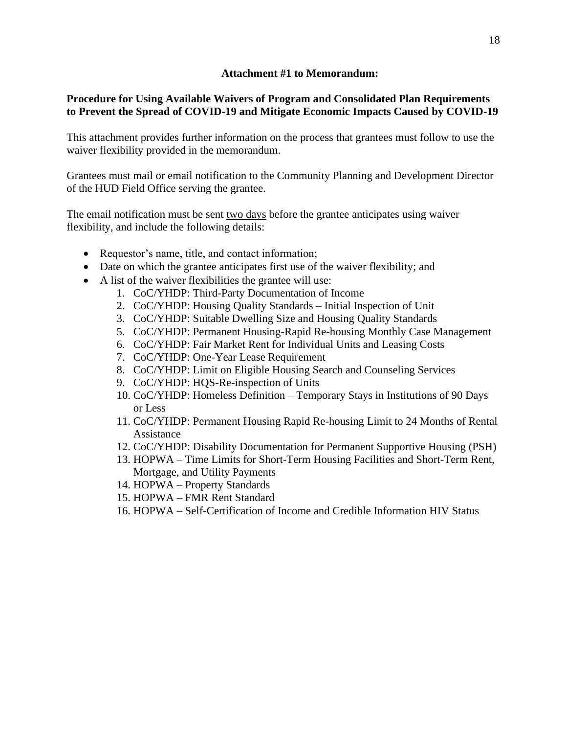**Attachment #1 to Memorandum:**

**Procedure for Using Available Waivers of Program and Consolidated Plan Requirements to Prevent the Spread of COVID-19 and Mitigate Economic Impacts Caused by COVID-19**

This attachment provides further information on the process that grantees must follow to use the waiver flexibility provided in the memorandum.

Grantees must mail or email notification to the Community Planning and Development Director of the HUD Field Office serving the grantee.

The email notification must be sent <u>two days</u> before the grantee anticipates using waiver flexibility, and include the following details:

- Requestor's name, title, and contact information;
- Date on which the grantee anticipates first use of the waiver flexibility; and
- A list of the waiver flexibilities the grantee will use:
    1. CoC/YHDP: Third-Party Documentation of Income
    2. CoC/YHDP: Housing Quality Standards – Initial Inspection of Unit
    3. CoC/YHDP: Suitable Dwelling Size and Housing Quality Standards
    5. CoC/YHDP: Permanent Housing-Rapid Re-housing Monthly Case Management
    6. CoC/YHDP: Fair Market Rent for Individual Units and Leasing Costs
    7. CoC/YHDP: One-Year Lease Requirement
    8. CoC/YHDP: Limit on Eligible Housing Search and Counseling Services
    9. CoC/YHDP: HQS-Re-inspection of Units
    10. CoC/YHDP: Homeless Definition – Temporary Stays in Institutions of 90 Days or Less
    11. CoC/YHDP: Permanent Housing Rapid Re-housing Limit to 24 Months of Rental Assistance
    12. CoC/YHDP: Disability Documentation for Permanent Supportive Housing (PSH)
    13. HOPWA – Time Limits for Short-Term Housing Facilities and Short-Term Rent, Mortgage, and Utility Payments
    14. HOPWA – Property Standards
    15. HOPWA – FMR Rent Standard
    16. HOPWA – Self-Certification of Income and Credible Information HIV Status